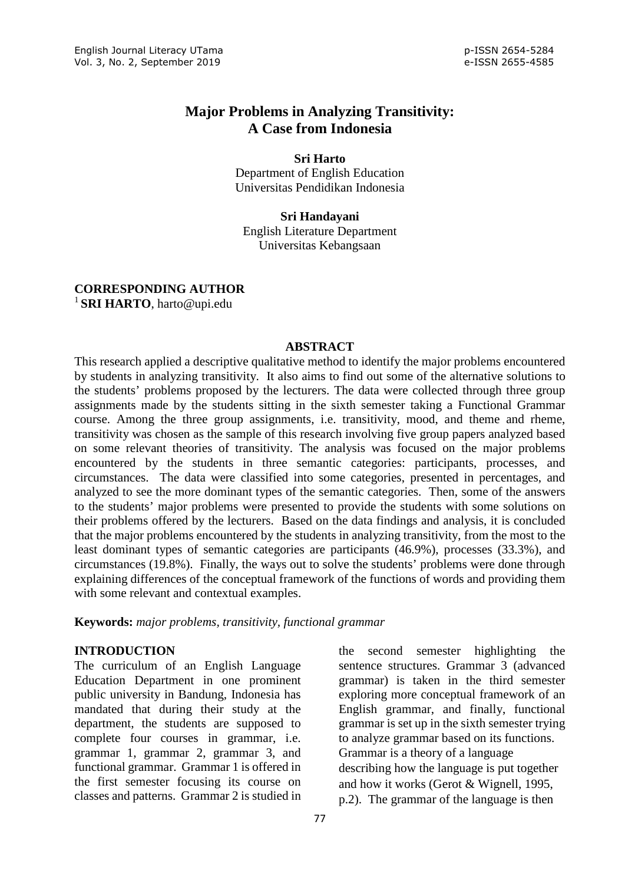# Major Problems in Analyzing Transitivity: A Case from Indonesia

**Sri Harto**
Department of English Education
Universitas Pendidikan Indonesia

**Sri Handayani**
English Literature Department
Universitas Kebangsaan

**CORRESPONDING AUTHOR**
[1] **SRI HARTO**, harto@upi.edu

## ABSTRACT

This research applied a descriptive qualitative method to identify the major problems encountered by students in analyzing transitivity. It also aims to find out some of the alternative solutions to the students' problems proposed by the lecturers. The data were collected through three group assignments made by the students sitting in the sixth semester taking a Functional Grammar course. Among the three group assignments, i.e. transitivity, mood, and theme and rheme, transitivity was chosen as the sample of this research involving five group papers analyzed based on some relevant theories of transitivity. The analysis was focused on the major problems encountered by the students in three semantic categories: participants, processes, and circumstances. The data were classified into some categories, presented in percentages, and analyzed to see the more dominant types of the semantic categories. Then, some of the answers to the students' major problems were presented to provide the students with some solutions on their problems offered by the lecturers. Based on the data findings and analysis, it is concluded that the major problems encountered by the students in analyzing transitivity, from the most to the least dominant types of semantic categories are participants (46.9%), processes (33.3%), and circumstances (19.8%). Finally, the ways out to solve the students' problems were done through explaining differences of the conceptual framework of the functions of words and providing them with some relevant and contextual examples.

**Keywords:** *major problems, transitivity, functional grammar*

## INTRODUCTION

The curriculum of an English Language Education Department in one prominent public university in Bandung, Indonesia has mandated that during their study at the department, the students are supposed to complete four courses in grammar, i.e. grammar 1, grammar 2, grammar 3, and functional grammar. Grammar 1 is offered in the first semester focusing its course on classes and patterns. Grammar 2 is studied in the second semester highlighting the sentence structures. Grammar 3 (advanced grammar) is taken in the third semester exploring more conceptual framework of an English grammar, and finally, functional grammar is set up in the sixth semester trying to analyze grammar based on its functions. Grammar is a theory of a language describing how the language is put together and how it works (Gerot & Wignell, 1995, p.2). The grammar of the language is then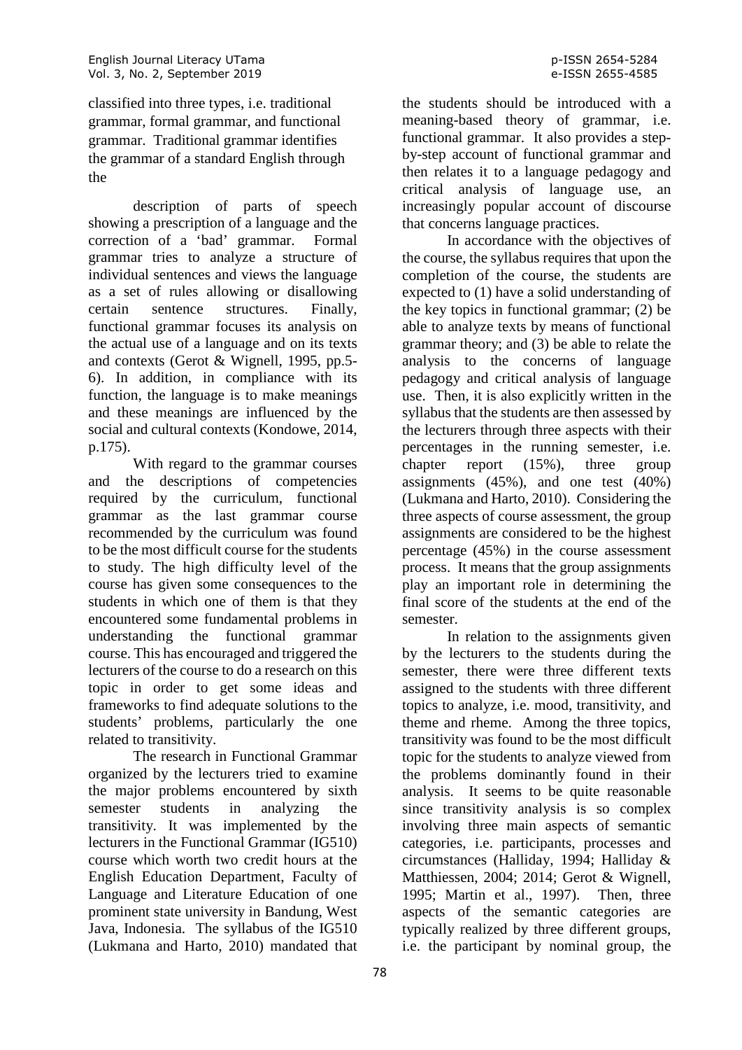classified into three types, i.e. traditional grammar, formal grammar, and functional grammar. Traditional grammar identifies the grammar of a standard English through the

description of parts of speech showing a prescription of a language and the correction of a 'bad' grammar. Formal grammar tries to analyze a structure of individual sentences and views the language as a set of rules allowing or disallowing certain sentence structures. Finally, functional grammar focuses its analysis on the actual use of a language and on its texts and contexts (Gerot & Wignell, 1995, pp.5-6). In addition, in compliance with its function, the language is to make meanings and these meanings are influenced by the social and cultural contexts (Kondowe, 2014, p.175).

With regard to the grammar courses and the descriptions of competencies required by the curriculum, functional grammar as the last grammar course recommended by the curriculum was found to be the most difficult course for the students to study. The high difficulty level of the course has given some consequences to the students in which one of them is that they encountered some fundamental problems in understanding the functional grammar course. This has encouraged and triggered the lecturers of the course to do a research on this topic in order to get some ideas and frameworks to find adequate solutions to the students' problems, particularly the one related to transitivity.

The research in Functional Grammar organized by the lecturers tried to examine the major problems encountered by sixth semester students in analyzing the transitivity. It was implemented by the lecturers in the Functional Grammar (IG510) course which worth two credit hours at the English Education Department, Faculty of Language and Literature Education of one prominent state university in Bandung, West Java, Indonesia. The syllabus of the IG510 (Lukmana and Harto, 2010) mandated that the students should be introduced with a meaning-based theory of grammar, i.e. functional grammar. It also provides a step-by-step account of functional grammar and then relates it to a language pedagogy and critical analysis of language use, an increasingly popular account of discourse that concerns language practices.

In accordance with the objectives of the course, the syllabus requires that upon the completion of the course, the students are expected to (1) have a solid understanding of the key topics in functional grammar; (2) be able to analyze texts by means of functional grammar theory; and (3) be able to relate the analysis to the concerns of language pedagogy and critical analysis of language use. Then, it is also explicitly written in the syllabus that the students are then assessed by the lecturers through three aspects with their percentages in the running semester, i.e. chapter report (15%), three group assignments (45%), and one test (40%) (Lukmana and Harto, 2010). Considering the three aspects of course assessment, the group assignments are considered to be the highest percentage (45%) in the course assessment process. It means that the group assignments play an important role in determining the final score of the students at the end of the semester.

In relation to the assignments given by the lecturers to the students during the semester, there were three different texts assigned to the students with three different topics to analyze, i.e. mood, transitivity, and theme and rheme. Among the three topics, transitivity was found to be the most difficult topic for the students to analyze viewed from the problems dominantly found in their analysis. It seems to be quite reasonable since transitivity analysis is so complex involving three main aspects of semantic categories, i.e. participants, processes and circumstances (Halliday, 1994; Halliday & Matthiessen, 2004; 2014; Gerot & Wignell, 1995; Martin et al., 1997). Then, three aspects of the semantic categories are typically realized by three different groups, i.e. the participant by nominal group, the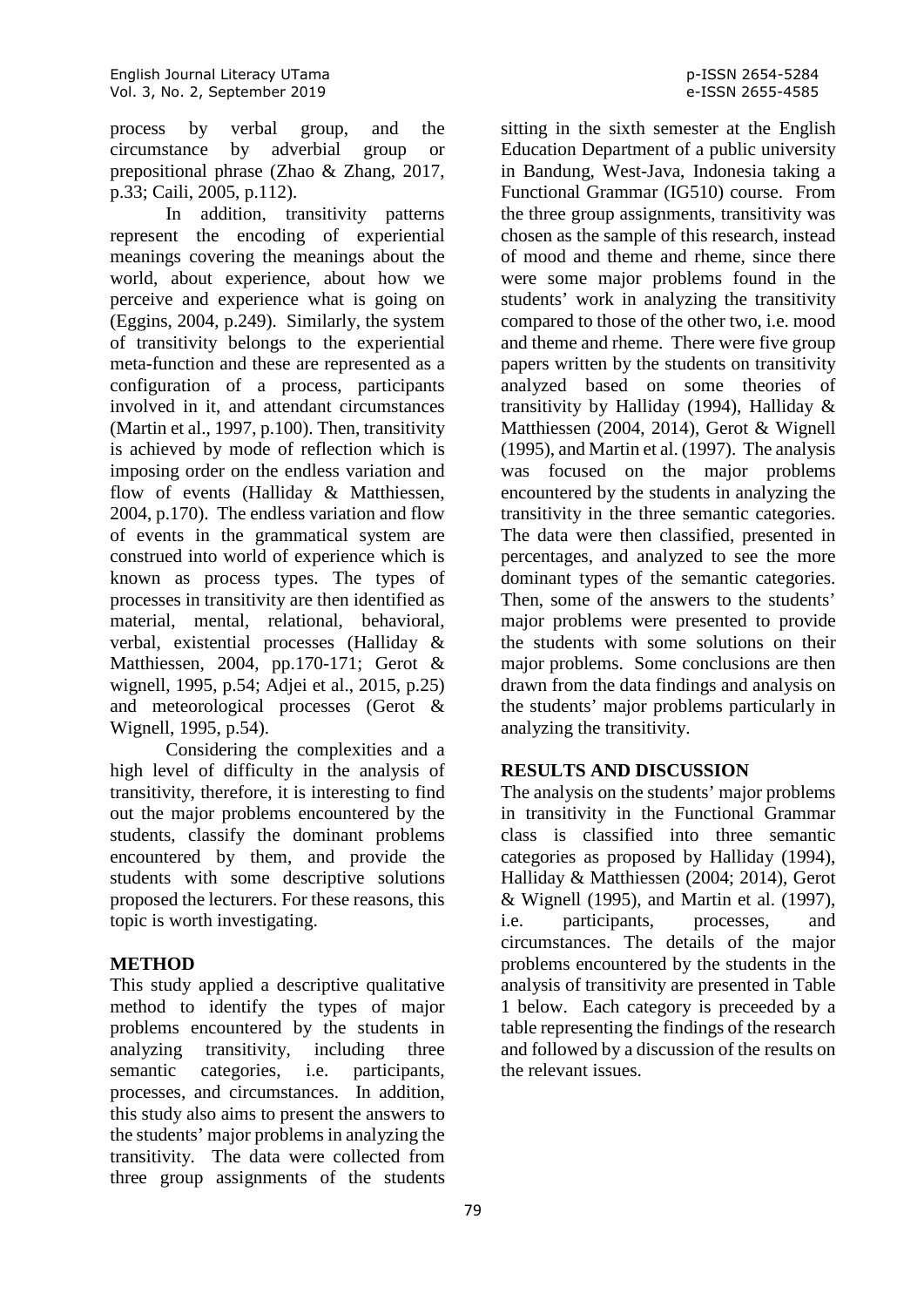process by verbal group, and the circumstance by adverbial group or prepositional phrase (Zhao & Zhang, 2017, p.33; Caili, 2005, p.112).

In addition, transitivity patterns represent the encoding of experiential meanings covering the meanings about the world, about experience, about how we perceive and experience what is going on (Eggins, 2004, p.249). Similarly, the system of transitivity belongs to the experiential meta-function and these are represented as a configuration of a process, participants involved in it, and attendant circumstances (Martin et al., 1997, p.100). Then, transitivity is achieved by mode of reflection which is imposing order on the endless variation and flow of events (Halliday & Matthiessen, 2004, p.170). The endless variation and flow of events in the grammatical system are construed into world of experience which is known as process types. The types of processes in transitivity are then identified as material, mental, relational, behavioral, verbal, existential processes (Halliday & Matthiessen, 2004, pp.170-171; Gerot & wignell, 1995, p.54; Adjei et al., 2015, p.25) and meteorological processes (Gerot & Wignell, 1995, p.54).

Considering the complexities and a high level of difficulty in the analysis of transitivity, therefore, it is interesting to find out the major problems encountered by the students, classify the dominant problems encountered by them, and provide the students with some descriptive solutions proposed the lecturers. For these reasons, this topic is worth investigating.

## METHOD

This study applied a descriptive qualitative method to identify the types of major problems encountered by the students in analyzing transitivity, including three semantic categories, i.e. participants, processes, and circumstances. In addition, this study also aims to present the answers to the students' major problems in analyzing the transitivity. The data were collected from three group assignments of the students sitting in the sixth semester at the English Education Department of a public university in Bandung, West-Java, Indonesia taking a Functional Grammar (IG510) course. From the three group assignments, transitivity was chosen as the sample of this research, instead of mood and theme and rheme, since there were some major problems found in the students' work in analyzing the transitivity compared to those of the other two, i.e. mood and theme and rheme. There were five group papers written by the students on transitivity analyzed based on some theories of transitivity by Halliday (1994), Halliday & Matthiessen (2004, 2014), Gerot & Wignell (1995), and Martin et al. (1997). The analysis was focused on the major problems encountered by the students in analyzing the transitivity in the three semantic categories. The data were then classified, presented in percentages, and analyzed to see the more dominant types of the semantic categories. Then, some of the answers to the students' major problems were presented to provide the students with some solutions on their major problems. Some conclusions are then drawn from the data findings and analysis on the students' major problems particularly in analyzing the transitivity.

## RESULTS AND DISCUSSION

The analysis on the students' major problems in transitivity in the Functional Grammar class is classified into three semantic categories as proposed by Halliday (1994), Halliday & Matthiessen (2004; 2014), Gerot & Wignell (1995), and Martin et al. (1997), i.e. participants, processes, and circumstances. The details of the major problems encountered by the students in the analysis of transitivity are presented in Table 1 below. Each category is preceeded by a table representing the findings of the research and followed by a discussion of the results on the relevant issues.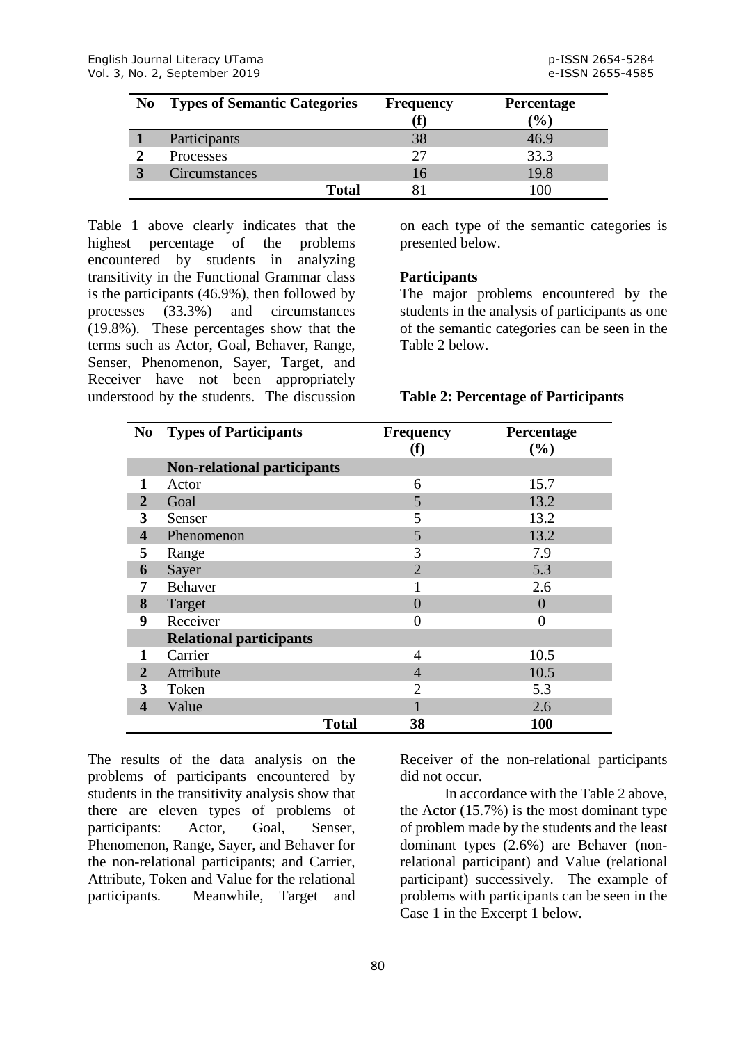| No | Types of Semantic Categories | Frequency (f) | Percentage (%) |
|---|---|---|---|
| 1 | Participants | 38 | 46.9 |
| 2 | Processes | 27 | 33.3 |
| 3 | Circumstances | 16 | 19.8 |
| | **Total** | 81 | 100 |

Table 1 above clearly indicates that the highest percentage of the problems encountered by students in analyzing transitivity in the Functional Grammar class is the participants (46.9%), then followed by processes (33.3%) and circumstances (19.8%). These percentages show that the terms such as Actor, Goal, Behaver, Range, Senser, Phenomenon, Sayer, Target, and Receiver have not been appropriately understood by the students. The discussion on each type of the semantic categories is presented below.

**Participants**

The major problems encountered by the students in the analysis of participants as one of the semantic categories can be seen in the Table 2 below.

**Table 2: Percentage of Participants**

| No | Types of Participants | Frequency (f) | Percentage (%) |
|---|---|---|---|
| | **Non-relational participants** | | |
| 1 | Actor | 6 | 15.7 |
| 2 | Goal | 5 | 13.2 |
| 3 | Senser | 5 | 13.2 |
| 4 | Phenomenon | 5 | 13.2 |
| 5 | Range | 3 | 7.9 |
| 6 | Sayer | 2 | 5.3 |
| 7 | Behaver | 1 | 2.6 |
| 8 | Target | 0 | 0 |
| 9 | Receiver | 0 | 0 |
| | **Relational participants** | | |
| 1 | Carrier | 4 | 10.5 |
| 2 | Attribute | 4 | 10.5 |
| 3 | Token | 2 | 5.3 |
| 4 | Value | 1 | 2.6 |
| | **Total** | **38** | **100** |

The results of the data analysis on the problems of participants encountered by students in the transitivity analysis show that there are eleven types of problems of participants: Actor, Goal, Senser, Phenomenon, Range, Sayer, and Behaver for the non-relational participants; and Carrier, Attribute, Token and Value for the relational participants. Meanwhile, Target and Receiver of the non-relational participants did not occur.

In accordance with the Table 2 above, the Actor (15.7%) is the most dominant type of problem made by the students and the least dominant types (2.6%) are Behaver (non-relational participant) and Value (relational participant) successively. The example of problems with participants can be seen in the Case 1 in the Excerpt 1 below.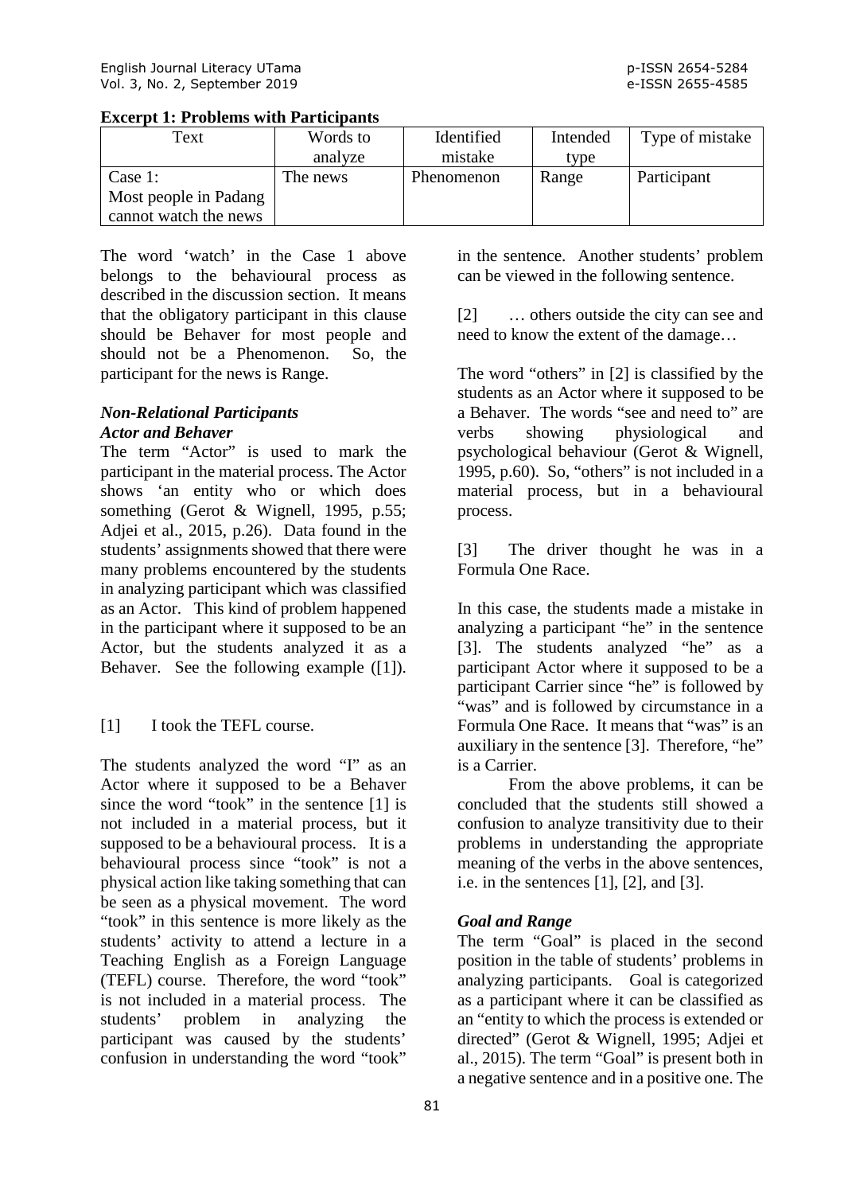**Excerpt 1: Problems with Participants**

| Text | Words to analyze | Identified mistake | Intended type | Type of mistake |
|---|---|---|---|---|
| Case 1: Most people in Padang cannot watch the news | The news | Phenomenon | Range | Participant |

The word 'watch' in the Case 1 above belongs to the behavioural process as described in the discussion section. It means that the obligatory participant in this clause should be Behaver for most people and should not be a Phenomenon. So, the participant for the news is Range.

### *Non-Relational Participants*

### *Actor and Behaver*

The term "Actor" is used to mark the participant in the material process. The Actor shows 'an entity who or which does something (Gerot & Wignell, 1995, p.55; Adjei et al., 2015, p.26). Data found in the students' assignments showed that there were many problems encountered by the students in analyzing participant which was classified as an Actor. This kind of problem happened in the participant where it supposed to be an Actor, but the students analyzed it as a Behaver. See the following example ([1]).

[1] I took the TEFL course.

The students analyzed the word "I" as an Actor where it supposed to be a Behaver since the word "took" in the sentence [1] is not included in a material process, but it supposed to be a behavioural process. It is a behavioural process since "took" is not a physical action like taking something that can be seen as a physical movement. The word "took" in this sentence is more likely as the students' activity to attend a lecture in a Teaching English as a Foreign Language (TEFL) course. Therefore, the word "took" is not included in a material process. The students' problem in analyzing the participant was caused by the students' confusion in understanding the word "took" in the sentence. Another students' problem can be viewed in the following sentence.

[2] … others outside the city can see and need to know the extent of the damage…

The word "others" in [2] is classified by the students as an Actor where it supposed to be a Behaver. The words "see and need to" are verbs showing physiological and psychological behaviour (Gerot & Wignell, 1995, p.60). So, "others" is not included in a material process, but in a behavioural process.

[3] The driver thought he was in a Formula One Race.

In this case, the students made a mistake in analyzing a participant "he" in the sentence [3]. The students analyzed "he" as a participant Actor where it supposed to be a participant Carrier since "he" is followed by "was" and is followed by circumstance in a Formula One Race. It means that "was" is an auxiliary in the sentence [3]. Therefore, "he" is a Carrier.

From the above problems, it can be concluded that the students still showed a confusion to analyze transitivity due to their problems in understanding the appropriate meaning of the verbs in the above sentences, i.e. in the sentences [1], [2], and [3].

### *Goal and Range*

The term "Goal" is placed in the second position in the table of students' problems in analyzing participants. Goal is categorized as a participant where it can be classified as an "entity to which the process is extended or directed" (Gerot & Wignell, 1995; Adjei et al., 2015). The term "Goal" is present both in a negative sentence and in a positive one. The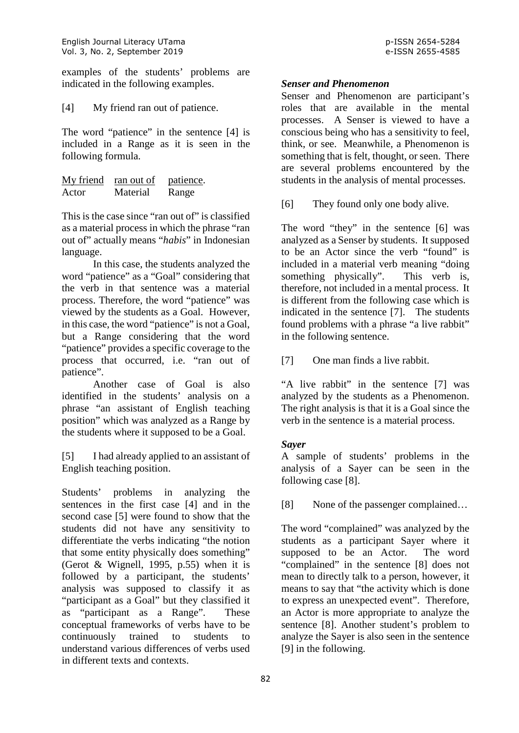examples of the students' problems are indicated in the following examples.

[4] My friend ran out of patience.

The word "patience" in the sentence [4] is included in a Range as it is seen in the following formula.

| | | |
|---|---|---|
| My friend | ran out of | patience. |
| Actor | Material | Range |

This is the case since "ran out of" is classified as a material process in which the phrase "ran out of" actually means "*habis*" in Indonesian language.

In this case, the students analyzed the word "patience" as a "Goal" considering that the verb in that sentence was a material process. Therefore, the word "patience" was viewed by the students as a Goal. However, in this case, the word "patience" is not a Goal, but a Range considering that the word "patience" provides a specific coverage to the process that occurred, i.e. "ran out of patience".

Another case of Goal is also identified in the students' analysis on a phrase "an assistant of English teaching position" which was analyzed as a Range by the students where it supposed to be a Goal.

[5] I had already applied to an assistant of English teaching position.

Students' problems in analyzing the sentences in the first case [4] and in the second case [5] were found to show that the students did not have any sensitivity to differentiate the verbs indicating "the notion that some entity physically does something" (Gerot & Wignell, 1995, p.55) when it is followed by a participant, the students' analysis was supposed to classify it as "participant as a Goal" but they classified it as "participant as a Range". These conceptual frameworks of verbs have to be continuously trained to students to understand various differences of verbs used in different texts and contexts.

### *Senser and Phenomenon*

Senser and Phenomenon are participant's roles that are available in the mental processes. A Senser is viewed to have a conscious being who has a sensitivity to feel, think, or see. Meanwhile, a Phenomenon is something that is felt, thought, or seen. There are several problems encountered by the students in the analysis of mental processes.

[6] They found only one body alive.

The word "they" in the sentence [6] was analyzed as a Senser by students. It supposed to be an Actor since the verb "found" is included in a material verb meaning "doing something physically". This verb is, therefore, not included in a mental process. It is different from the following case which is indicated in the sentence [7]. The students found problems with a phrase "a live rabbit" in the following sentence.

[7] One man finds a live rabbit.

"A live rabbit" in the sentence [7] was analyzed by the students as a Phenomenon. The right analysis is that it is a Goal since the verb in the sentence is a material process.

### *Sayer*

A sample of students' problems in the analysis of a Sayer can be seen in the following case [8].

[8] None of the passenger complained…

The word "complained" was analyzed by the students as a participant Sayer where it supposed to be an Actor. The word "complained" in the sentence [8] does not mean to directly talk to a person, however, it means to say that "the activity which is done to express an unexpected event". Therefore, an Actor is more appropriate to analyze the sentence [8]. Another student's problem to analyze the Sayer is also seen in the sentence [9] in the following.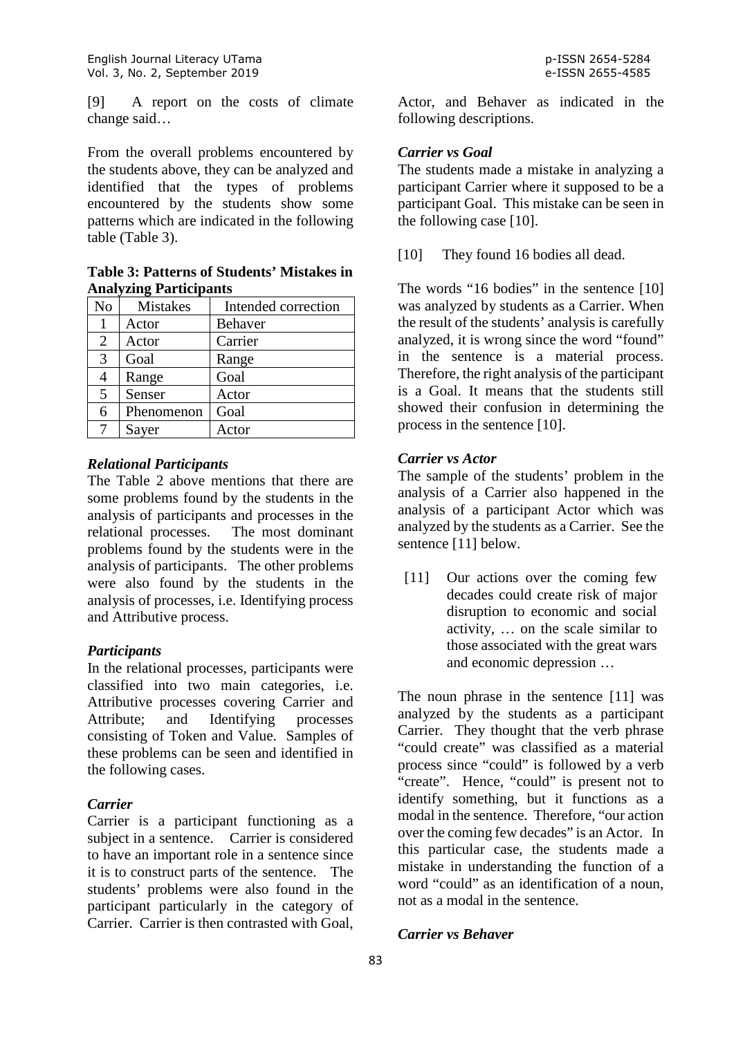[9] A report on the costs of climate change said…

From the overall problems encountered by the students above, they can be analyzed and identified that the types of problems encountered by the students show some patterns which are indicated in the following table (Table 3).

**Table 3: Patterns of Students' Mistakes in Analyzing Participants**

| No | Mistakes | Intended correction |
|---|---|---|
| 1 | Actor | Behaver |
| 2 | Actor | Carrier |
| 3 | Goal | Range |
| 4 | Range | Goal |
| 5 | Senser | Actor |
| 6 | Phenomenon | Goal |
| 7 | Sayer | Actor |

### *Relational Participants*

The Table 2 above mentions that there are some problems found by the students in the analysis of participants and processes in the relational processes. The most dominant problems found by the students were in the analysis of participants. The other problems were also found by the students in the analysis of processes, i.e. Identifying process and Attributive process.

### *Participants*

In the relational processes, participants were classified into two main categories, i.e. Attributive processes covering Carrier and Attribute; and Identifying processes consisting of Token and Value. Samples of these problems can be seen and identified in the following cases.

### *Carrier*

Carrier is a participant functioning as a subject in a sentence. Carrier is considered to have an important role in a sentence since it is to construct parts of the sentence. The students' problems were also found in the participant particularly in the category of Carrier. Carrier is then contrasted with Goal, Actor, and Behaver as indicated in the following descriptions.

### *Carrier vs Goal*

The students made a mistake in analyzing a participant Carrier where it supposed to be a participant Goal. This mistake can be seen in the following case [10].

[10] They found 16 bodies all dead.

The words "16 bodies" in the sentence [10] was analyzed by students as a Carrier. When the result of the students' analysis is carefully analyzed, it is wrong since the word "found" in the sentence is a material process. Therefore, the right analysis of the participant is a Goal. It means that the students still showed their confusion in determining the process in the sentence [10].

### *Carrier vs Actor*

The sample of the students' problem in the analysis of a Carrier also happened in the analysis of a participant Actor which was analyzed by the students as a Carrier. See the sentence [11] below.

[11] Our actions over the coming few decades could create risk of major disruption to economic and social activity, … on the scale similar to those associated with the great wars and economic depression …

The noun phrase in the sentence [11] was analyzed by the students as a participant Carrier. They thought that the verb phrase "could create" was classified as a material process since "could" is followed by a verb "create". Hence, "could" is present not to identify something, but it functions as a modal in the sentence. Therefore, "our action over the coming few decades" is an Actor. In this particular case, the students made a mistake in understanding the function of a word "could" as an identification of a noun, not as a modal in the sentence.

### *Carrier vs Behaver*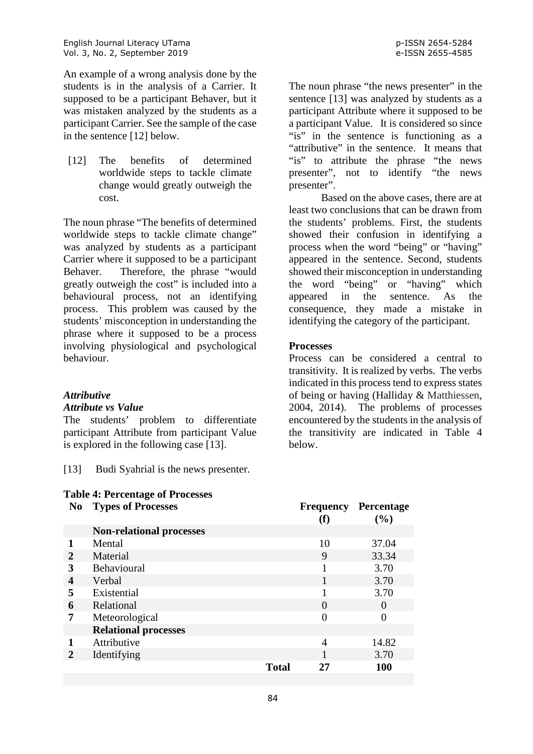An example of a wrong analysis done by the students is in the analysis of a Carrier. It supposed to be a participant Behaver, but it was mistaken analyzed by the students as a participant Carrier. See the sample of the case in the sentence [12] below.

[12] The benefits of determined worldwide steps to tackle climate change would greatly outweigh the cost.

The noun phrase "The benefits of determined worldwide steps to tackle climate change" was analyzed by students as a participant Carrier where it supposed to be a participant Behaver. Therefore, the phrase "would greatly outweigh the cost" is included into a behavioural process, not an identifying process. This problem was caused by the students' misconception in understanding the phrase where it supposed to be a process involving physiological and psychological behaviour.

***Attributive***

***Attribute vs Value***

The students' problem to differentiate participant Attribute from participant Value is explored in the following case [13].

[13] Budi Syahrial is the news presenter.

The noun phrase "the news presenter" in the sentence [13] was analyzed by students as a participant Attribute where it supposed to be a participant Value. It is considered so since "is" in the sentence is functioning as a "attributive" in the sentence. It means that "is" to attribute the phrase "the news presenter", not to identify "the news presenter".

Based on the above cases, there are at least two conclusions that can be drawn from the students' problems. First, the students showed their confusion in identifying a process when the word "being" or "having" appeared in the sentence. Second, students showed their misconception in understanding the word "being" or "having" which appeared in the sentence. As the consequence, they made a mistake in identifying the category of the participant.

**Processes**

Process can be considered a central to transitivity. It is realized by verbs. The verbs indicated in this process tend to express states of being or having (Halliday & Matthiessen, 2004, 2014). The problems of processes encountered by the students in the analysis of the transitivity are indicated in Table 4 below.

**Table 4: Percentage of Processes**

| No | Types of Processes | | Frequency (f) | Percentage (%) |
|---|---|---|---|---|
| | **Non-relational processes** | | | |
| 1 | Mental | | 10 | 37.04 |
| 2 | Material | | 9 | 33.34 |
| 3 | Behavioural | | 1 | 3.70 |
| 4 | Verbal | | 1 | 3.70 |
| 5 | Existential | | 1 | 3.70 |
| 6 | Relational | | 0 | 0 |
| 7 | Meteorological | | 0 | 0 |
| | **Relational processes** | | | |
| 1 | Attributive | | 4 | 14.82 |
| 2 | Identifying | | 1 | 3.70 |
| | | **Total** | **27** | **100** |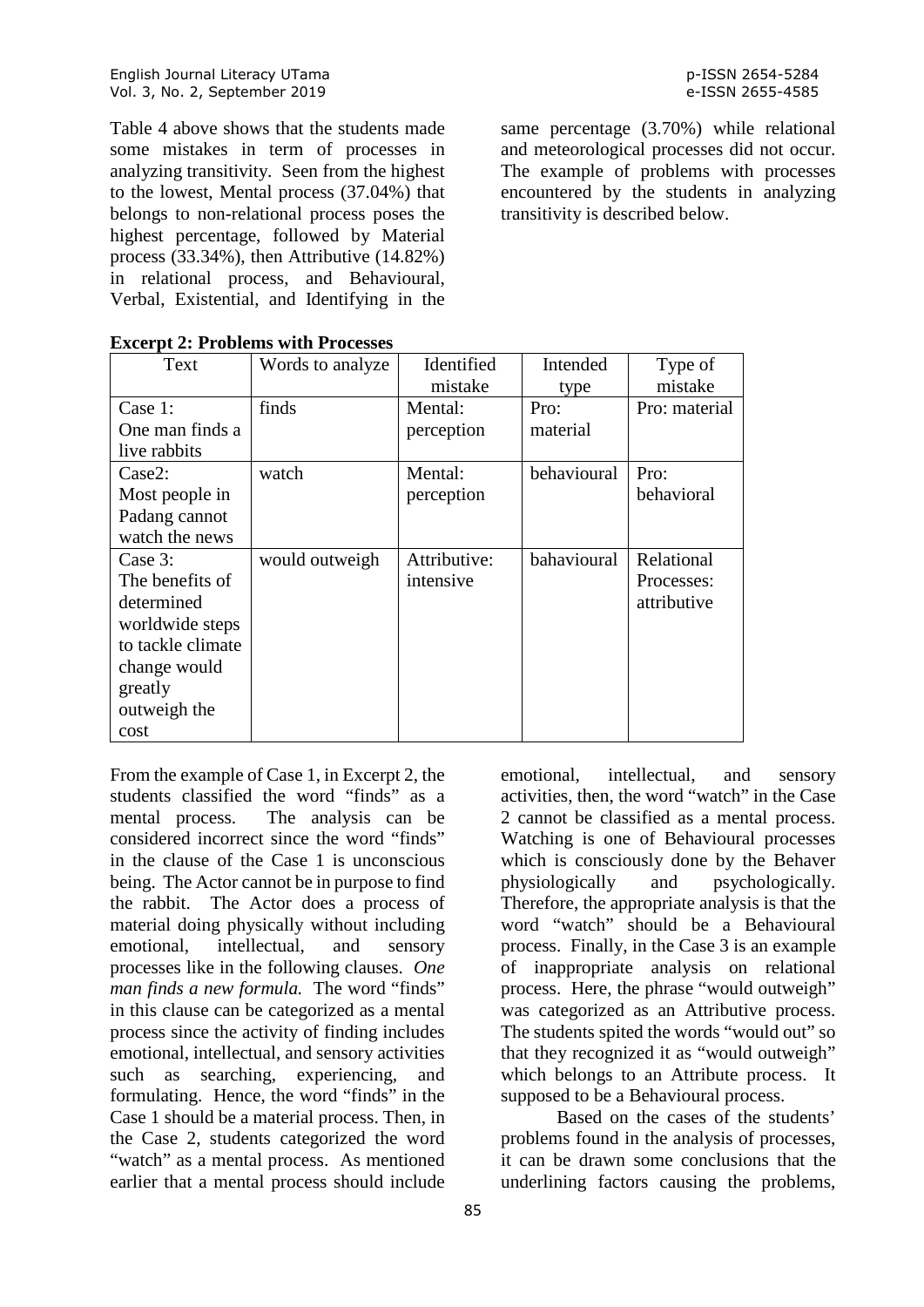Table 4 above shows that the students made some mistakes in term of processes in analyzing transitivity. Seen from the highest to the lowest, Mental process (37.04%) that belongs to non-relational process poses the highest percentage, followed by Material process (33.34%), then Attributive (14.82%) in relational process, and Behavioural, Verbal, Existential, and Identifying in the same percentage (3.70%) while relational and meteorological processes did not occur. The example of problems with processes encountered by the students in analyzing transitivity is described below.

**Excerpt 2: Problems with Processes**

| Text | Words to analyze | Identified mistake | Intended type | Type of mistake |
|---|---|---|---|---|
| Case 1: One man finds a live rabbits | finds | Mental: perception | Pro: material | Pro: material |
| Case2: Most people in Padang cannot watch the news | watch | Mental: perception | behavioural | Pro: behavioral |
| Case 3: The benefits of determined worldwide steps to tackle climate change would greatly outweigh the cost | would outweigh | Attributive: intensive | bahavioural | Relational Processes: attributive |

From the example of Case 1, in Excerpt 2, the students classified the word “finds” as a mental process. The analysis can be considered incorrect since the word “finds” in the clause of the Case 1 is unconscious being. The Actor cannot be in purpose to find the rabbit. The Actor does a process of material doing physically without including emotional, intellectual, and sensory processes like in the following clauses. *One man finds a new formula.* The word “finds” in this clause can be categorized as a mental process since the activity of finding includes emotional, intellectual, and sensory activities such as searching, experiencing, and formulating. Hence, the word “finds” in the Case 1 should be a material process. Then, in the Case 2, students categorized the word “watch” as a mental process. As mentioned earlier that a mental process should include emotional, intellectual, and sensory activities, then, the word “watch” in the Case 2 cannot be classified as a mental process. Watching is one of Behavioural processes which is consciously done by the Behaver physiologically and psychologically. Therefore, the appropriate analysis is that the word “watch” should be a Behavioural process. Finally, in the Case 3 is an example of inappropriate analysis on relational process. Here, the phrase “would outweigh” was categorized as an Attributive process. The students spited the words “would out” so that they recognized it as “would outweigh” which belongs to an Attribute process. It supposed to be a Behavioural process.

Based on the cases of the students’ problems found in the analysis of processes, it can be drawn some conclusions that the underlining factors causing the problems,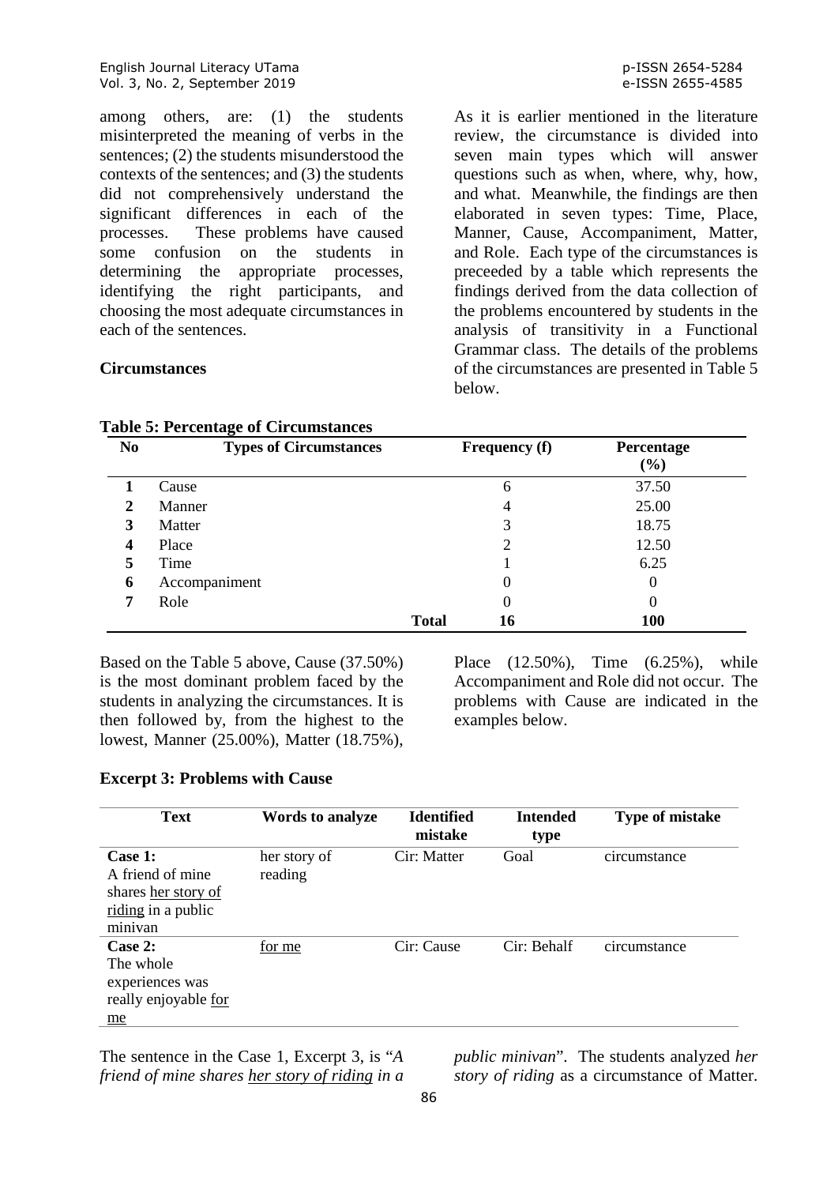among others, are: (1) the students misinterpreted the meaning of verbs in the sentences; (2) the students misunderstood the contexts of the sentences; and (3) the students did not comprehensively understand the significant differences in each of the processes. These problems have caused some confusion on the students in determining the appropriate processes, identifying the right participants, and choosing the most adequate circumstances in each of the sentences.

**Circumstances**

As it is earlier mentioned in the literature review, the circumstance is divided into seven main types which will answer questions such as when, where, why, how, and what. Meanwhile, the findings are then elaborated in seven types: Time, Place, Manner, Cause, Accompaniment, Matter, and Role. Each type of the circumstances is preceeded by a table which represents the findings derived from the data collection of the problems encountered by students in the analysis of transitivity in a Functional Grammar class. The details of the problems of the circumstances are presented in Table 5 below.

**Table 5: Percentage of Circumstances**

| No | Types of Circumstances | | Frequency (f) | Percentage (%) |
|---|---|---|---|---|
| 1 | Cause | | 6 | 37.50 |
| 2 | Manner | | 4 | 25.00 |
| 3 | Matter | | 3 | 18.75 |
| 4 | Place | | 2 | 12.50 |
| 5 | Time | | 1 | 6.25 |
| 6 | Accompaniment | | 0 | 0 |
| 7 | Role | | 0 | 0 |
| | | **Total** | **16** | **100** |

Based on the Table 5 above, Cause (37.50%) is the most dominant problem faced by the students in analyzing the circumstances. It is then followed by, from the highest to the lowest, Manner (25.00%), Matter (18.75%), Place (12.50%), Time (6.25%), while Accompaniment and Role did not occur. The problems with Cause are indicated in the examples below.

**Excerpt 3: Problems with Cause**

| Text | Words to analyze | Identified mistake | Intended type | Type of mistake |
|---|---|---|---|---|
| **Case 1:** A friend of mine shares <u>her story of riding</u> in a public minivan | her story of reading | Cir: Matter | Goal | circumstance |
| **Case 2:** The whole experiences was really enjoyable <u>for me</u> | <u>for me</u> | Cir: Cause | Cir: Behalf | circumstance |

The sentence in the Case 1, Excerpt 3, is "*A friend of mine shares <u>her story of riding</u> in a public minivan*". The students analyzed *her story of riding* as a circumstance of Matter.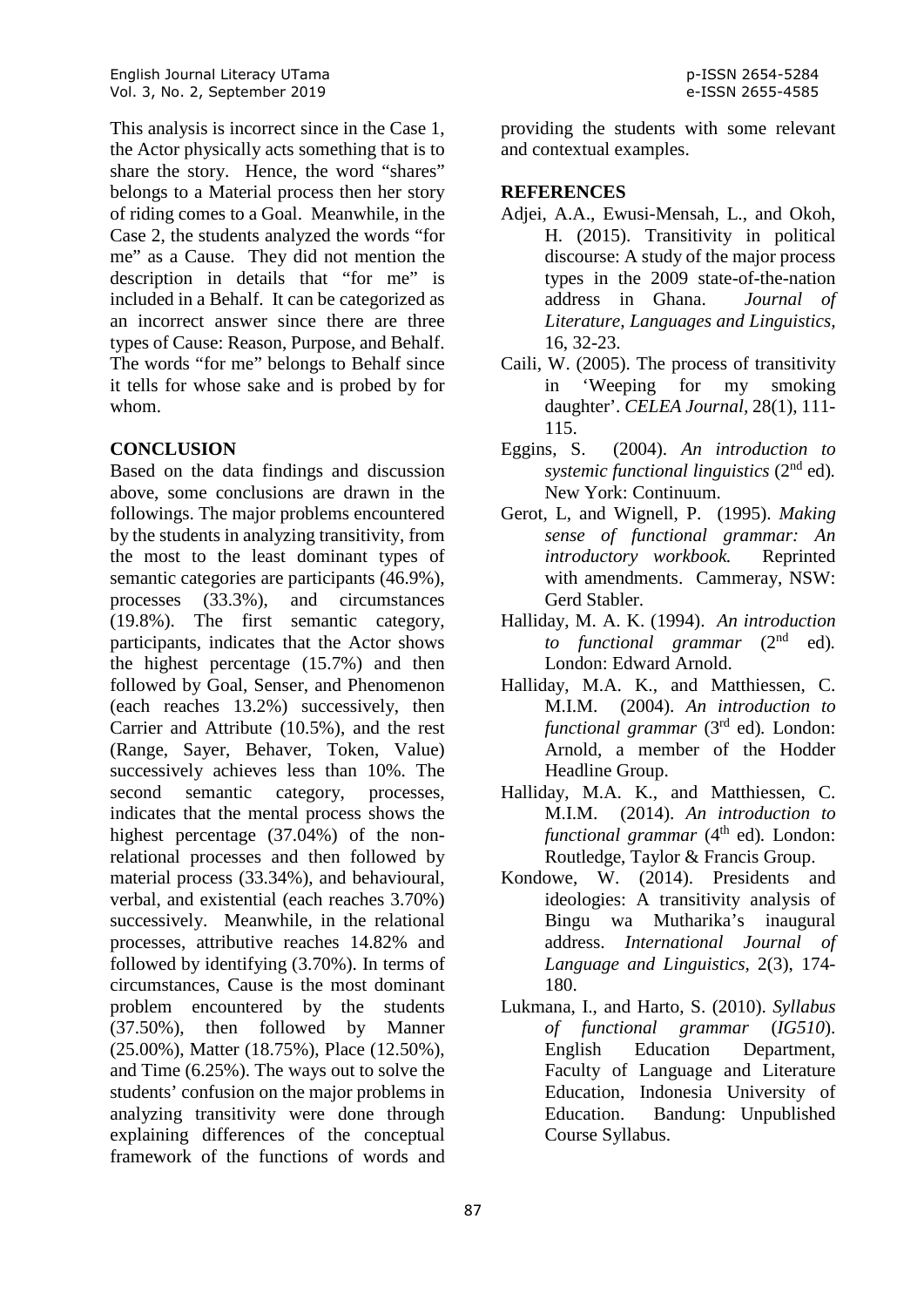This analysis is incorrect since in the Case 1, the Actor physically acts something that is to share the story. Hence, the word "shares" belongs to a Material process then her story of riding comes to a Goal. Meanwhile, in the Case 2, the students analyzed the words "for me" as a Cause. They did not mention the description in details that "for me" is included in a Behalf. It can be categorized as an incorrect answer since there are three types of Cause: Reason, Purpose, and Behalf. The words "for me" belongs to Behalf since it tells for whose sake and is probed by for whom.

## CONCLUSION

Based on the data findings and discussion above, some conclusions are drawn in the followings. The major problems encountered by the students in analyzing transitivity, from the most to the least dominant types of semantic categories are participants (46.9%), processes (33.3%), and circumstances (19.8%). The first semantic category, participants, indicates that the Actor shows the highest percentage (15.7%) and then followed by Goal, Senser, and Phenomenon (each reaches 13.2%) successively, then Carrier and Attribute (10.5%), and the rest (Range, Sayer, Behaver, Token, Value) successively achieves less than 10%. The second semantic category, processes, indicates that the mental process shows the highest percentage (37.04%) of the non-relational processes and then followed by material process (33.34%), and behavioural, verbal, and existential (each reaches 3.70%) successively. Meanwhile, in the relational processes, attributive reaches 14.82% and followed by identifying (3.70%). In terms of circumstances, Cause is the most dominant problem encountered by the students (37.50%), then followed by Manner (25.00%), Matter (18.75%), Place (12.50%), and Time (6.25%). The ways out to solve the students' confusion on the major problems in analyzing transitivity were done through explaining differences of the conceptual framework of the functions of words and providing the students with some relevant and contextual examples.

## REFERENCES

Adjei, A.A., Ewusi-Mensah, L., and Okoh, H. (2015). Transitivity in political discourse: A study of the major process types in the 2009 state-of-the-nation address in Ghana. *Journal of Literature, Languages and Linguistics*, 16, 32-23.

Caili, W. (2005). The process of transitivity in 'Weeping for my smoking daughter'. *CELEA Journal*, 28(1), 111-115.

Eggins, S. (2004). *An introduction to systemic functional linguistics* (2nd ed). New York: Continuum.

Gerot, L, and Wignell, P. (1995). *Making sense of functional grammar: An introductory workbook.* Reprinted with amendments. Cammeray, NSW: Gerd Stabler.

Halliday, M. A. K. (1994). *An introduction to functional grammar* (2nd ed). London: Edward Arnold.

Halliday, M.A. K., and Matthiessen, C. M.I.M. (2004). *An introduction to functional grammar* (3rd ed). London: Arnold, a member of the Hodder Headline Group.

Halliday, M.A. K., and Matthiessen, C. M.I.M. (2014). *An introduction to functional grammar* (4th ed). London: Routledge, Taylor & Francis Group.

Kondowe, W. (2014). Presidents and ideologies: A transitivity analysis of Bingu wa Mutharika's inaugural address. *International Journal of Language and Linguistics*, 2(3), 174-180.

Lukmana, I., and Harto, S. (2010). *Syllabus of functional grammar* (*IG510*). English Education Department, Faculty of Language and Literature Education, Indonesia University of Education. Bandung: Unpublished Course Syllabus.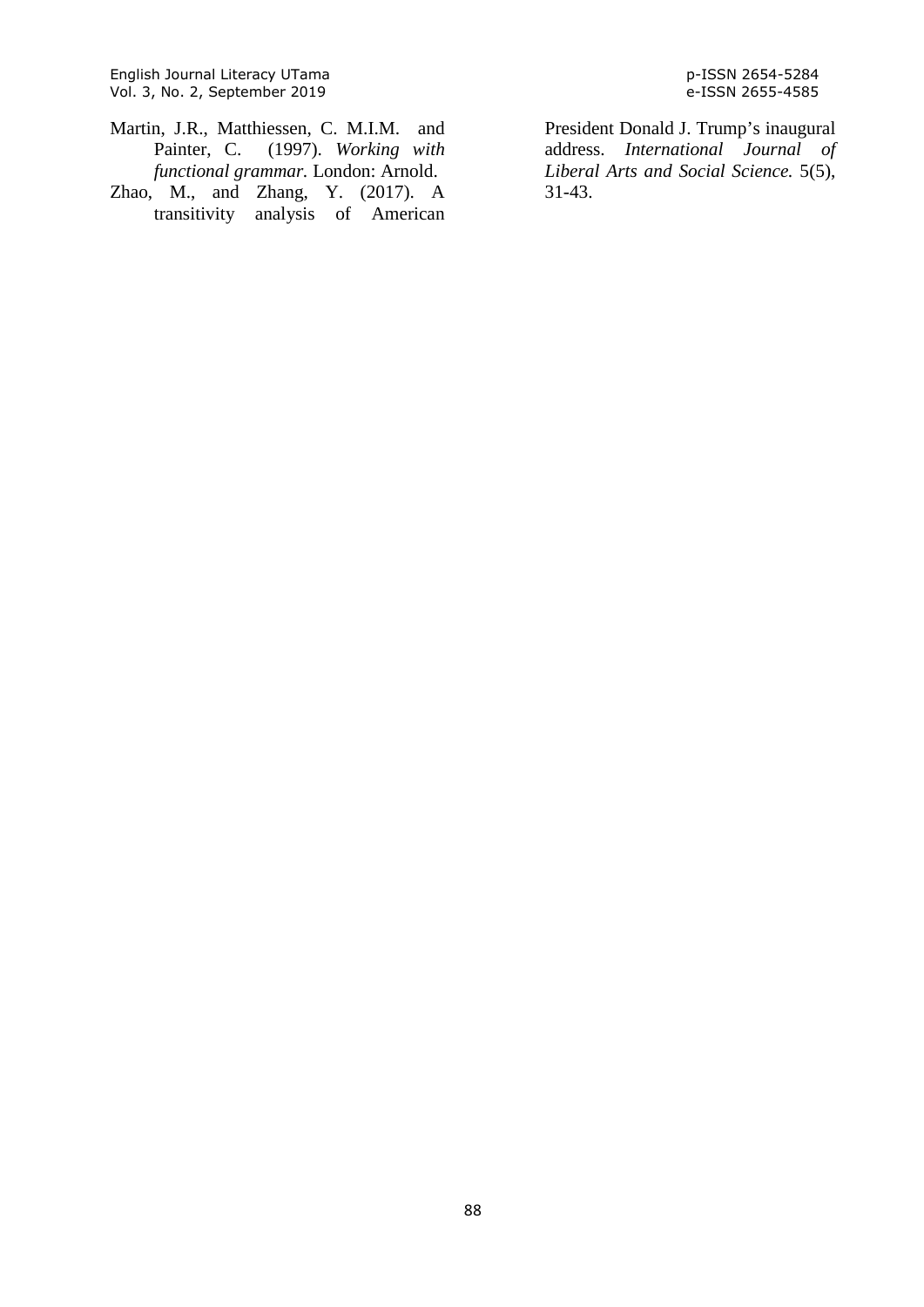Martin, J.R., Matthiessen, C. M.I.M. and Painter, C. (1997). *Working with functional grammar.* London: Arnold.

Zhao, M., and Zhang, Y. (2017). A transitivity analysis of American President Donald J. Trump's inaugural address. *International Journal of Liberal Arts and Social Science.* 5(5), 31-43.